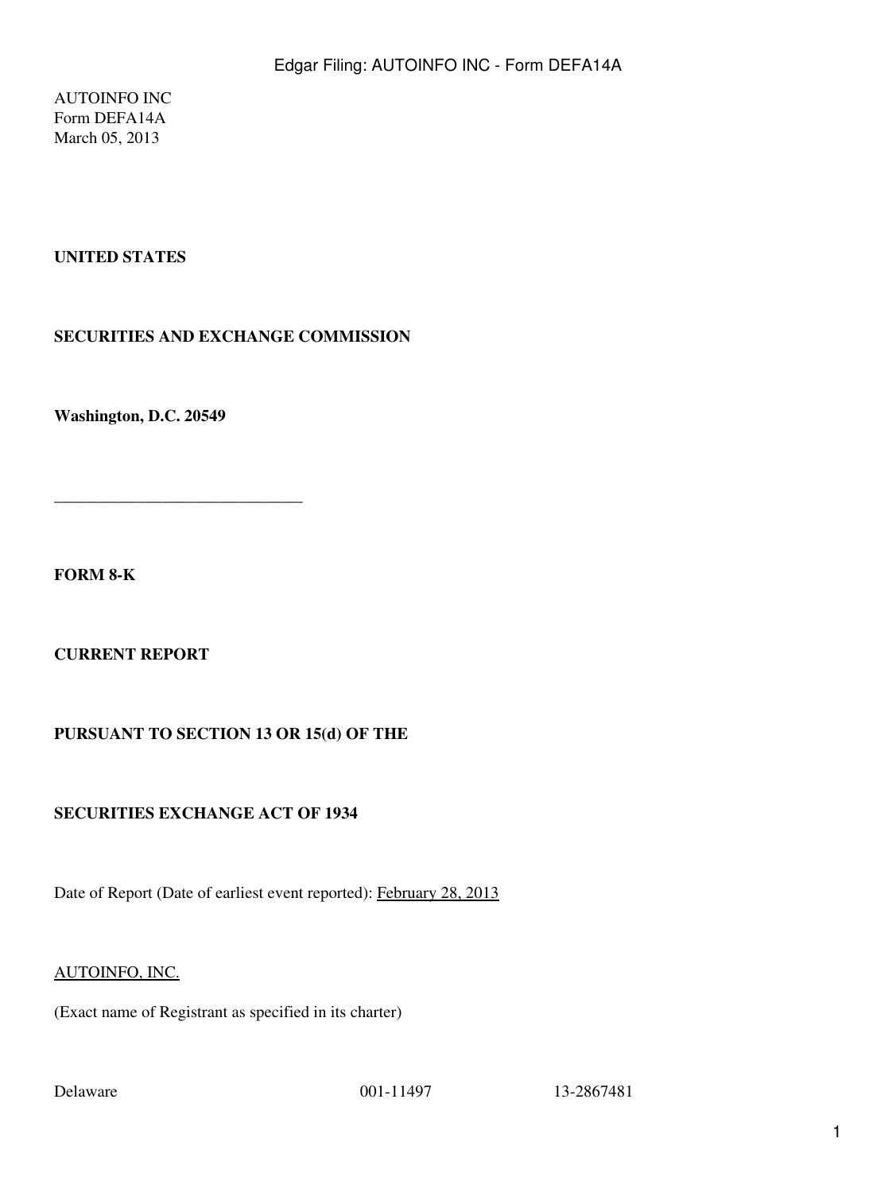AUTOINFO INC
Form DEFA14A
March 05, 2013

**UNITED STATES**

**SECURITIES AND EXCHANGE COMMISSION**

**Washington, D.C. 20549**

______________________________

**FORM 8-K**

**CURRENT REPORT**

**PURSUANT TO SECTION 13 OR 15(d) OF THE**

**SECURITIES EXCHANGE ACT OF 1934**

Date of Report (Date of earliest event reported): February 28, 2013

AUTOINFO, INC.

(Exact name of Registrant as specified in its charter)

| Delaware | 001-11497 | 13-2867481 |
|---|---|---|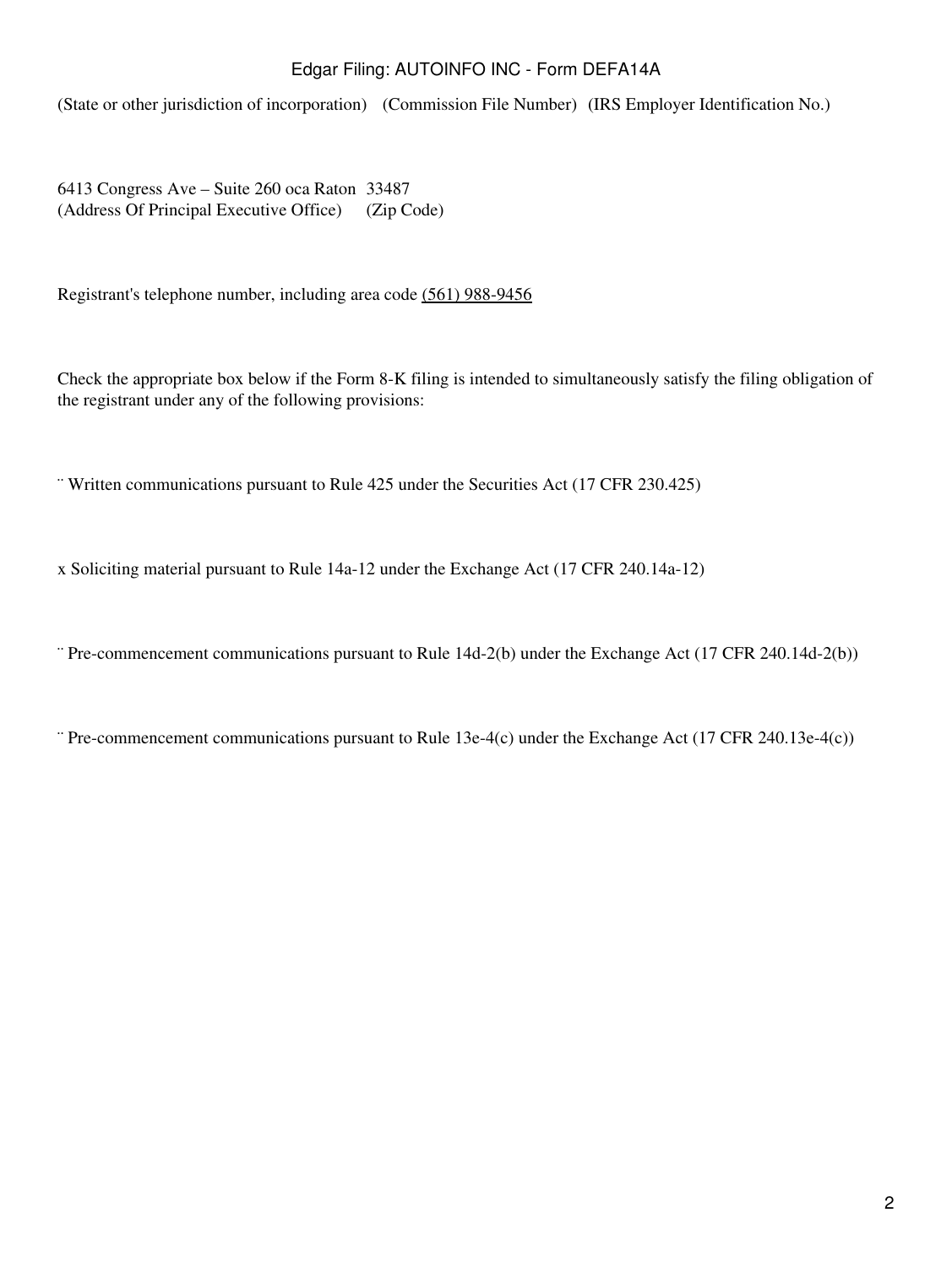(State or other jurisdiction of incorporation) (Commission File Number) (IRS Employer Identification No.)

6413 Congress Ave – Suite 260 oca Raton 33487
(Address Of Principal Executive Office) (Zip Code)

Registrant's telephone number, including area code (561) 988-9456

Check the appropriate box below if the Form 8-K filing is intended to simultaneously satisfy the filing obligation of the registrant under any of the following provisions:

¨ Written communications pursuant to Rule 425 under the Securities Act (17 CFR 230.425)

x Soliciting material pursuant to Rule 14a-12 under the Exchange Act (17 CFR 240.14a-12)

¨ Pre-commencement communications pursuant to Rule 14d-2(b) under the Exchange Act (17 CFR 240.14d-2(b))

¨ Pre-commencement communications pursuant to Rule 13e-4(c) under the Exchange Act (17 CFR 240.13e-4(c))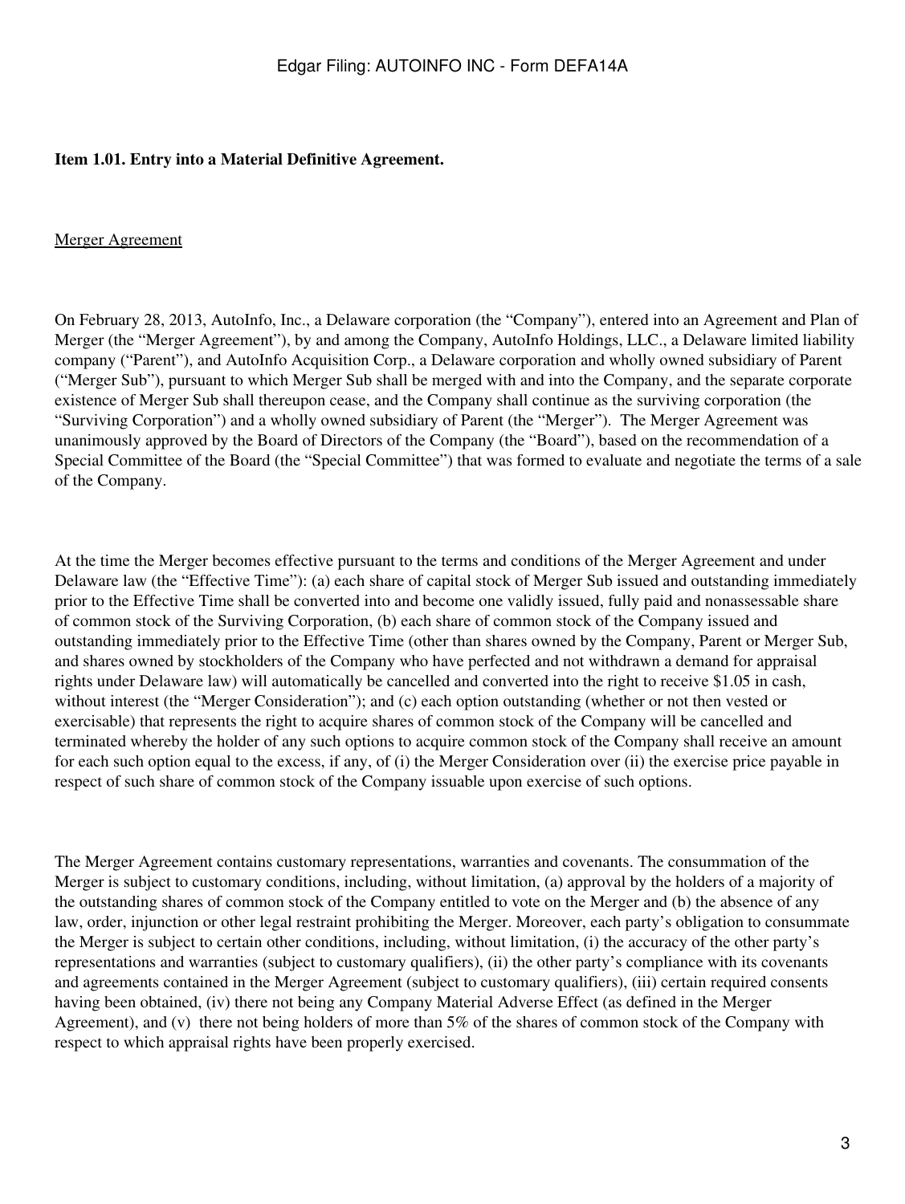**Item 1.01. Entry into a Material Definitive Agreement.**

Merger Agreement

On February 28, 2013, AutoInfo, Inc., a Delaware corporation (the "Company"), entered into an Agreement and Plan of Merger (the "Merger Agreement"), by and among the Company, AutoInfo Holdings, LLC., a Delaware limited liability company ("Parent"), and AutoInfo Acquisition Corp., a Delaware corporation and wholly owned subsidiary of Parent ("Merger Sub"), pursuant to which Merger Sub shall be merged with and into the Company, and the separate corporate existence of Merger Sub shall thereupon cease, and the Company shall continue as the surviving corporation (the "Surviving Corporation") and a wholly owned subsidiary of Parent (the "Merger"). The Merger Agreement was unanimously approved by the Board of Directors of the Company (the "Board"), based on the recommendation of a Special Committee of the Board (the "Special Committee") that was formed to evaluate and negotiate the terms of a sale of the Company.

At the time the Merger becomes effective pursuant to the terms and conditions of the Merger Agreement and under Delaware law (the "Effective Time"): (a) each share of capital stock of Merger Sub issued and outstanding immediately prior to the Effective Time shall be converted into and become one validly issued, fully paid and nonassessable share of common stock of the Surviving Corporation, (b) each share of common stock of the Company issued and outstanding immediately prior to the Effective Time (other than shares owned by the Company, Parent or Merger Sub, and shares owned by stockholders of the Company who have perfected and not withdrawn a demand for appraisal rights under Delaware law) will automatically be cancelled and converted into the right to receive $1.05 in cash, without interest (the "Merger Consideration"); and (c) each option outstanding (whether or not then vested or exercisable) that represents the right to acquire shares of common stock of the Company will be cancelled and terminated whereby the holder of any such options to acquire common stock of the Company shall receive an amount for each such option equal to the excess, if any, of (i) the Merger Consideration over (ii) the exercise price payable in respect of such share of common stock of the Company issuable upon exercise of such options.

The Merger Agreement contains customary representations, warranties and covenants. The consummation of the Merger is subject to customary conditions, including, without limitation, (a) approval by the holders of a majority of the outstanding shares of common stock of the Company entitled to vote on the Merger and (b) the absence of any law, order, injunction or other legal restraint prohibiting the Merger. Moreover, each party's obligation to consummate the Merger is subject to certain other conditions, including, without limitation, (i) the accuracy of the other party's representations and warranties (subject to customary qualifiers), (ii) the other party's compliance with its covenants and agreements contained in the Merger Agreement (subject to customary qualifiers), (iii) certain required consents having been obtained, (iv) there not being any Company Material Adverse Effect (as defined in the Merger Agreement), and (v) there not being holders of more than 5% of the shares of common stock of the Company with respect to which appraisal rights have been properly exercised.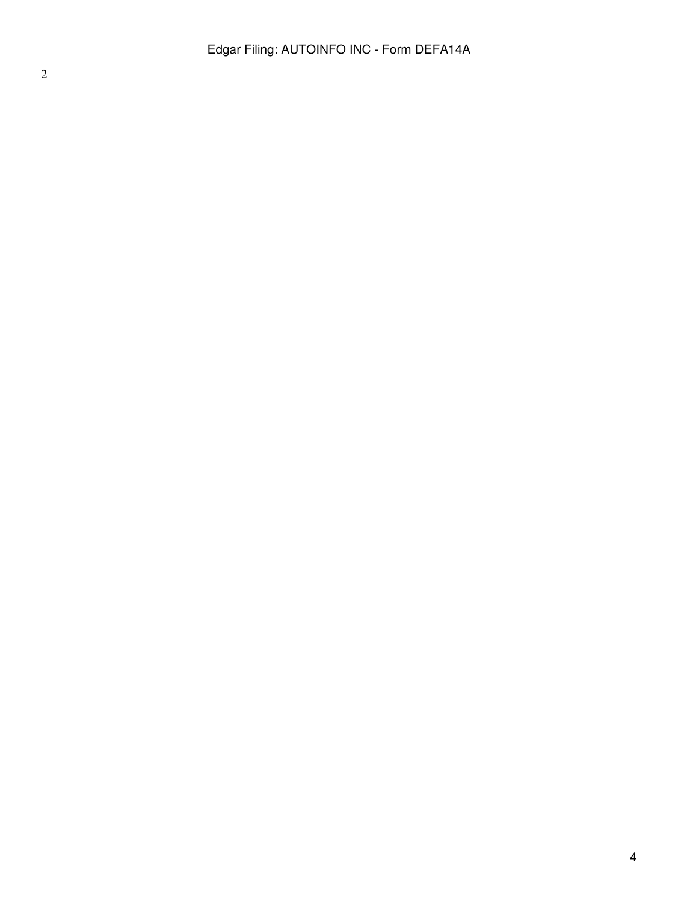2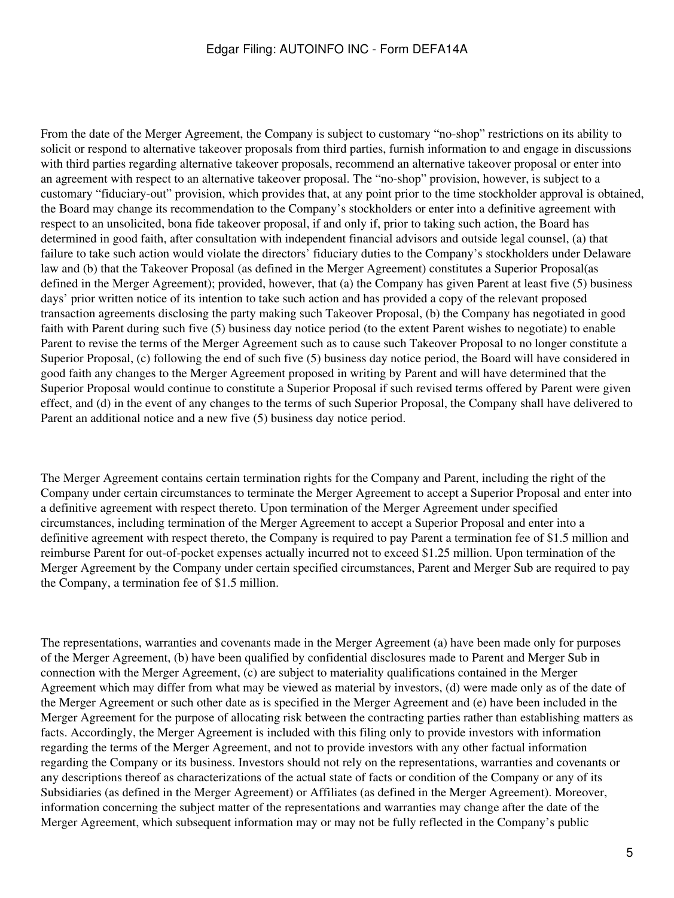From the date of the Merger Agreement, the Company is subject to customary "no-shop" restrictions on its ability to solicit or respond to alternative takeover proposals from third parties, furnish information to and engage in discussions with third parties regarding alternative takeover proposals, recommend an alternative takeover proposal or enter into an agreement with respect to an alternative takeover proposal. The "no-shop" provision, however, is subject to a customary "fiduciary-out" provision, which provides that, at any point prior to the time stockholder approval is obtained, the Board may change its recommendation to the Company's stockholders or enter into a definitive agreement with respect to an unsolicited, bona fide takeover proposal, if and only if, prior to taking such action, the Board has determined in good faith, after consultation with independent financial advisors and outside legal counsel, (a) that failure to take such action would violate the directors' fiduciary duties to the Company's stockholders under Delaware law and (b) that the Takeover Proposal (as defined in the Merger Agreement) constitutes a Superior Proposal(as defined in the Merger Agreement); provided, however, that (a) the Company has given Parent at least five (5) business days' prior written notice of its intention to take such action and has provided a copy of the relevant proposed transaction agreements disclosing the party making such Takeover Proposal, (b) the Company has negotiated in good faith with Parent during such five (5) business day notice period (to the extent Parent wishes to negotiate) to enable Parent to revise the terms of the Merger Agreement such as to cause such Takeover Proposal to no longer constitute a Superior Proposal, (c) following the end of such five (5) business day notice period, the Board will have considered in good faith any changes to the Merger Agreement proposed in writing by Parent and will have determined that the Superior Proposal would continue to constitute a Superior Proposal if such revised terms offered by Parent were given effect, and (d) in the event of any changes to the terms of such Superior Proposal, the Company shall have delivered to Parent an additional notice and a new five (5) business day notice period.

The Merger Agreement contains certain termination rights for the Company and Parent, including the right of the Company under certain circumstances to terminate the Merger Agreement to accept a Superior Proposal and enter into a definitive agreement with respect thereto. Upon termination of the Merger Agreement under specified circumstances, including termination of the Merger Agreement to accept a Superior Proposal and enter into a definitive agreement with respect thereto, the Company is required to pay Parent a termination fee of $1.5 million and reimburse Parent for out-of-pocket expenses actually incurred not to exceed $1.25 million. Upon termination of the Merger Agreement by the Company under certain specified circumstances, Parent and Merger Sub are required to pay the Company, a termination fee of $1.5 million.

The representations, warranties and covenants made in the Merger Agreement (a) have been made only for purposes of the Merger Agreement, (b) have been qualified by confidential disclosures made to Parent and Merger Sub in connection with the Merger Agreement, (c) are subject to materiality qualifications contained in the Merger Agreement which may differ from what may be viewed as material by investors, (d) were made only as of the date of the Merger Agreement or such other date as is specified in the Merger Agreement and (e) have been included in the Merger Agreement for the purpose of allocating risk between the contracting parties rather than establishing matters as facts. Accordingly, the Merger Agreement is included with this filing only to provide investors with information regarding the terms of the Merger Agreement, and not to provide investors with any other factual information regarding the Company or its business. Investors should not rely on the representations, warranties and covenants or any descriptions thereof as characterizations of the actual state of facts or condition of the Company or any of its Subsidiaries (as defined in the Merger Agreement) or Affiliates (as defined in the Merger Agreement). Moreover, information concerning the subject matter of the representations and warranties may change after the date of the Merger Agreement, which subsequent information may or may not be fully reflected in the Company's public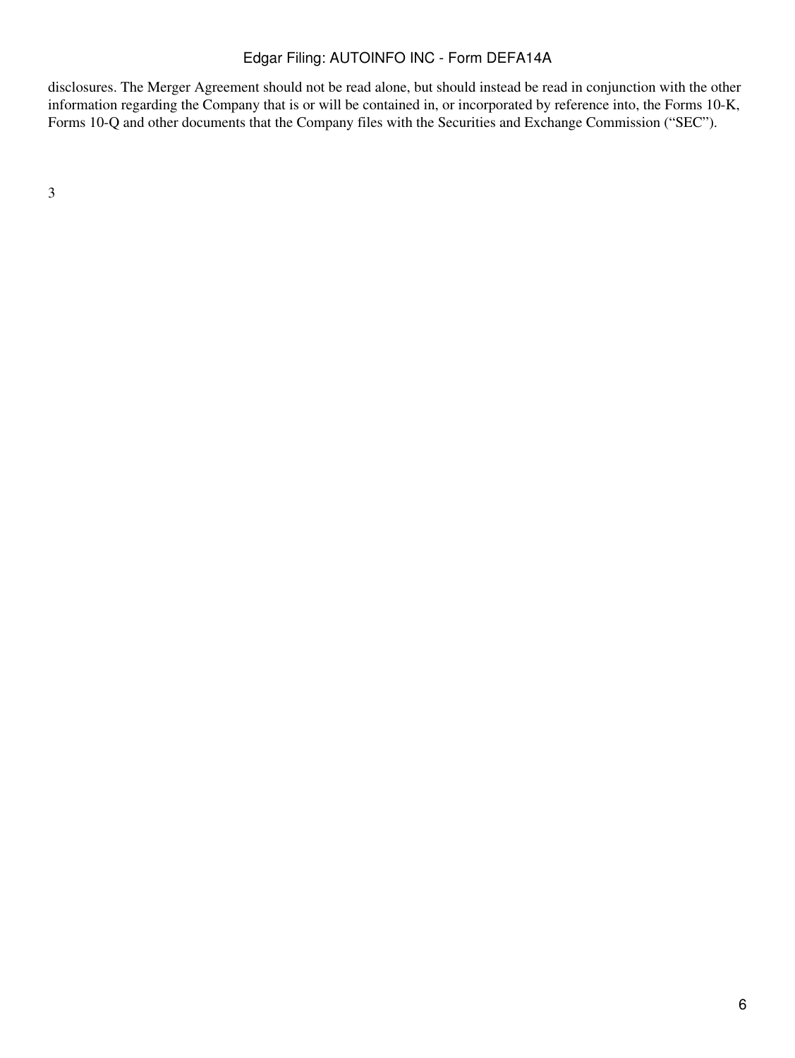disclosures. The Merger Agreement should not be read alone, but should instead be read in conjunction with the other information regarding the Company that is or will be contained in, or incorporated by reference into, the Forms 10-K, Forms 10-Q and other documents that the Company files with the Securities and Exchange Commission ("SEC").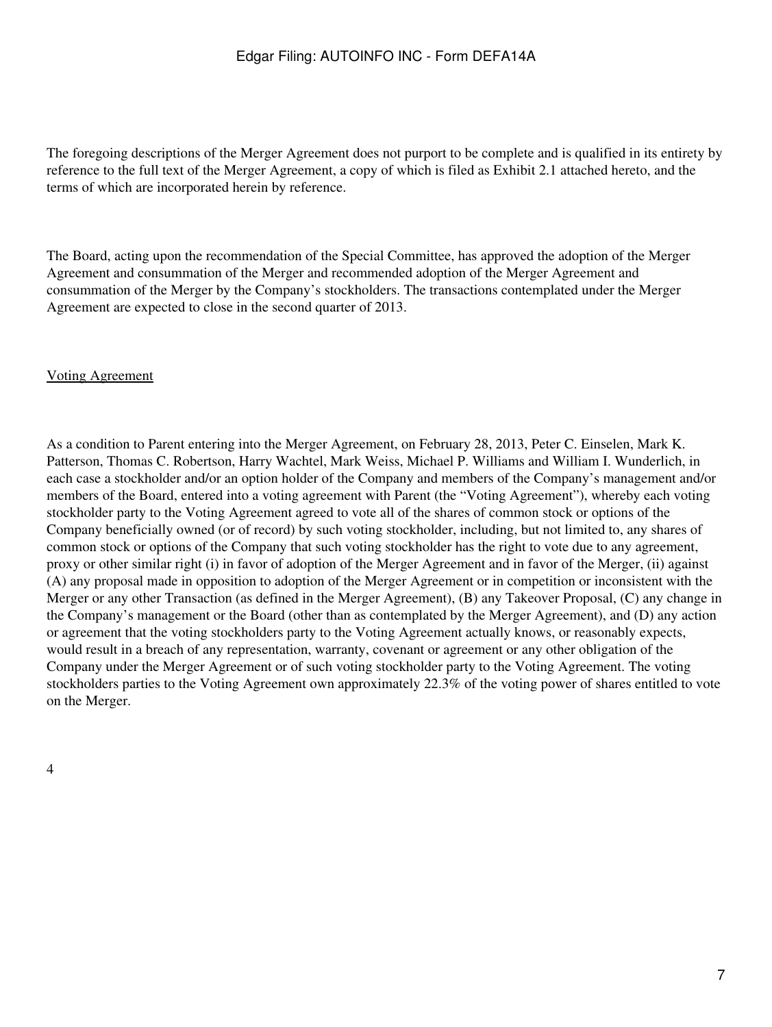The foregoing descriptions of the Merger Agreement does not purport to be complete and is qualified in its entirety by reference to the full text of the Merger Agreement, a copy of which is filed as Exhibit 2.1 attached hereto, and the terms of which are incorporated herein by reference.

The Board, acting upon the recommendation of the Special Committee, has approved the adoption of the Merger Agreement and consummation of the Merger and recommended adoption of the Merger Agreement and consummation of the Merger by the Company's stockholders. The transactions contemplated under the Merger Agreement are expected to close in the second quarter of 2013.

Voting Agreement

As a condition to Parent entering into the Merger Agreement, on February 28, 2013, Peter C. Einselen, Mark K. Patterson, Thomas C. Robertson, Harry Wachtel, Mark Weiss, Michael P. Williams and William I. Wunderlich, in each case a stockholder and/or an option holder of the Company and members of the Company's management and/or members of the Board, entered into a voting agreement with Parent (the "Voting Agreement"), whereby each voting stockholder party to the Voting Agreement agreed to vote all of the shares of common stock or options of the Company beneficially owned (or of record) by such voting stockholder, including, but not limited to, any shares of common stock or options of the Company that such voting stockholder has the right to vote due to any agreement, proxy or other similar right (i) in favor of adoption of the Merger Agreement and in favor of the Merger, (ii) against (A) any proposal made in opposition to adoption of the Merger Agreement or in competition or inconsistent with the Merger or any other Transaction (as defined in the Merger Agreement), (B) any Takeover Proposal, (C) any change in the Company's management or the Board (other than as contemplated by the Merger Agreement), and (D) any action or agreement that the voting stockholders party to the Voting Agreement actually knows, or reasonably expects, would result in a breach of any representation, warranty, covenant or agreement or any other obligation of the Company under the Merger Agreement or of such voting stockholder party to the Voting Agreement. The voting stockholders parties to the Voting Agreement own approximately 22.3% of the voting power of shares entitled to vote on the Merger.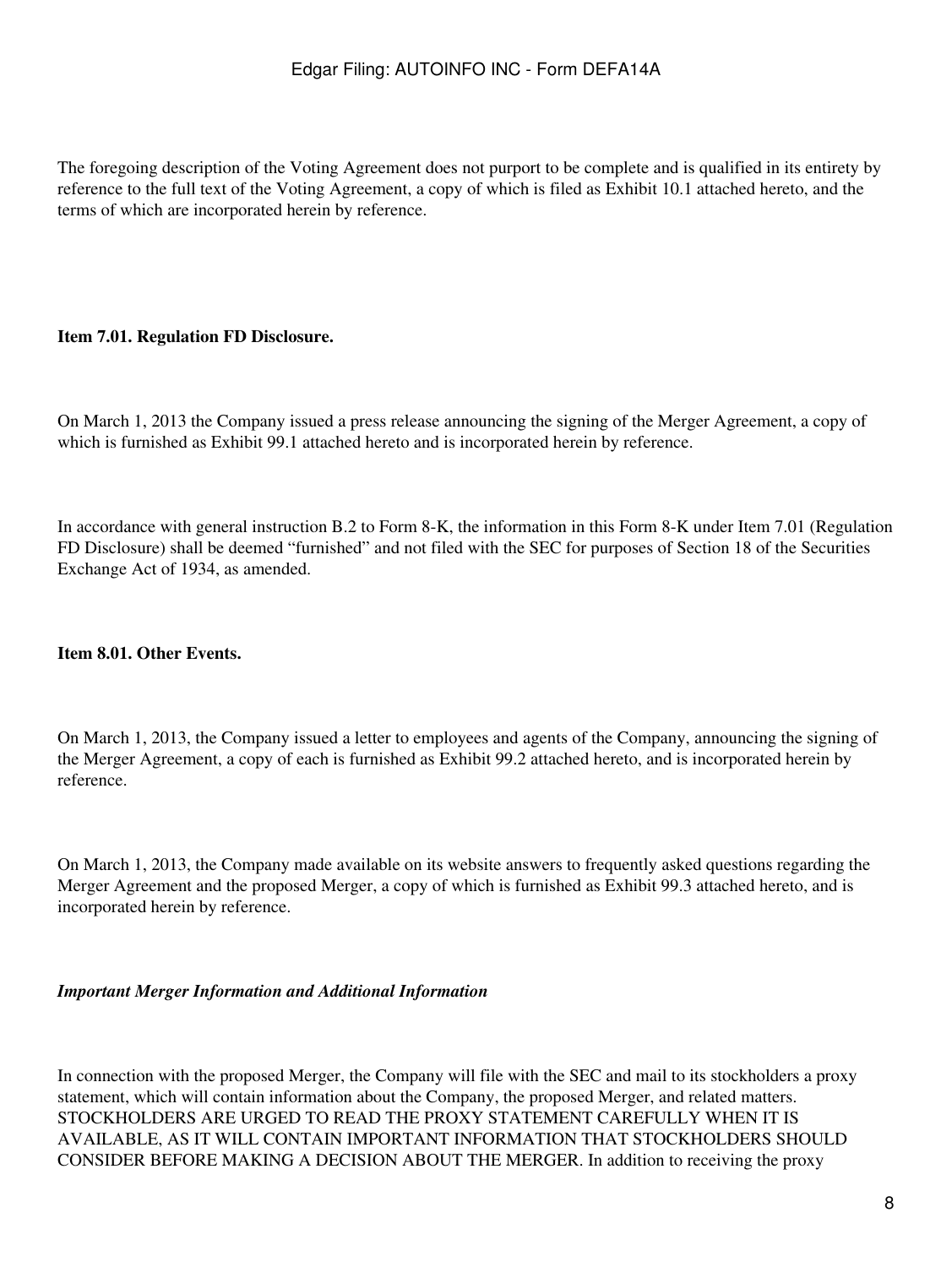The foregoing description of the Voting Agreement does not purport to be complete and is qualified in its entirety by reference to the full text of the Voting Agreement, a copy of which is filed as Exhibit 10.1 attached hereto, and the terms of which are incorporated herein by reference.

**Item 7.01. Regulation FD Disclosure.**

On March 1, 2013 the Company issued a press release announcing the signing of the Merger Agreement, a copy of which is furnished as Exhibit 99.1 attached hereto and is incorporated herein by reference.

In accordance with general instruction B.2 to Form 8-K, the information in this Form 8-K under Item 7.01 (Regulation FD Disclosure) shall be deemed "furnished" and not filed with the SEC for purposes of Section 18 of the Securities Exchange Act of 1934, as amended.

**Item 8.01. Other Events.**

On March 1, 2013, the Company issued a letter to employees and agents of the Company, announcing the signing of the Merger Agreement, a copy of each is furnished as Exhibit 99.2 attached hereto, and is incorporated herein by reference.

On March 1, 2013, the Company made available on its website answers to frequently asked questions regarding the Merger Agreement and the proposed Merger, a copy of which is furnished as Exhibit 99.3 attached hereto, and is incorporated herein by reference.

***Important Merger Information and Additional Information***

In connection with the proposed Merger, the Company will file with the SEC and mail to its stockholders a proxy statement, which will contain information about the Company, the proposed Merger, and related matters. STOCKHOLDERS ARE URGED TO READ THE PROXY STATEMENT CAREFULLY WHEN IT IS AVAILABLE, AS IT WILL CONTAIN IMPORTANT INFORMATION THAT STOCKHOLDERS SHOULD CONSIDER BEFORE MAKING A DECISION ABOUT THE MERGER. In addition to receiving the proxy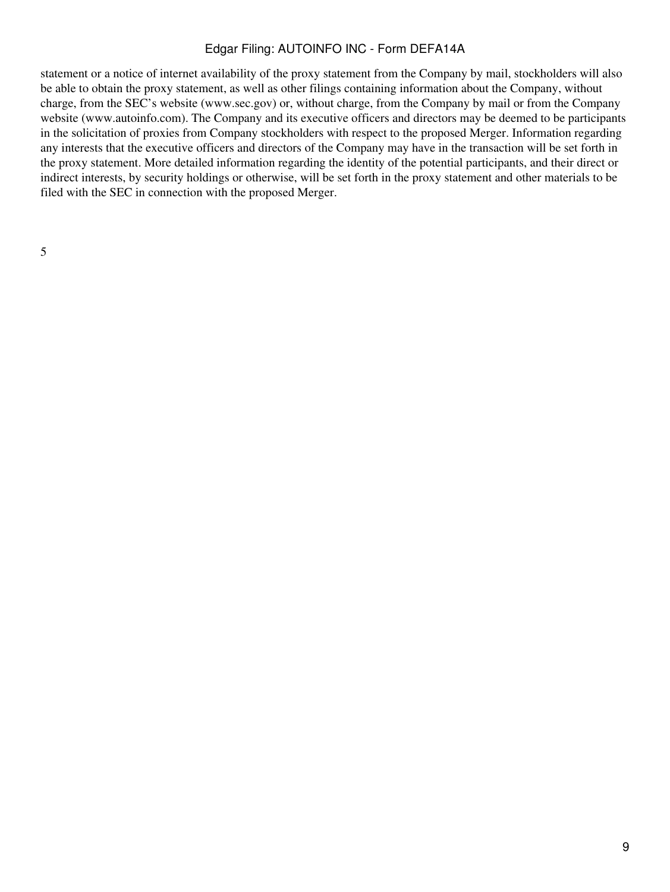statement or a notice of internet availability of the proxy statement from the Company by mail, stockholders will also be able to obtain the proxy statement, as well as other filings containing information about the Company, without charge, from the SEC's website (www.sec.gov) or, without charge, from the Company by mail or from the Company website (www.autoinfo.com). The Company and its executive officers and directors may be deemed to be participants in the solicitation of proxies from Company stockholders with respect to the proposed Merger. Information regarding any interests that the executive officers and directors of the Company may have in the transaction will be set forth in the proxy statement. More detailed information regarding the identity of the potential participants, and their direct or indirect interests, by security holdings or otherwise, will be set forth in the proxy statement and other materials to be filed with the SEC in connection with the proposed Merger.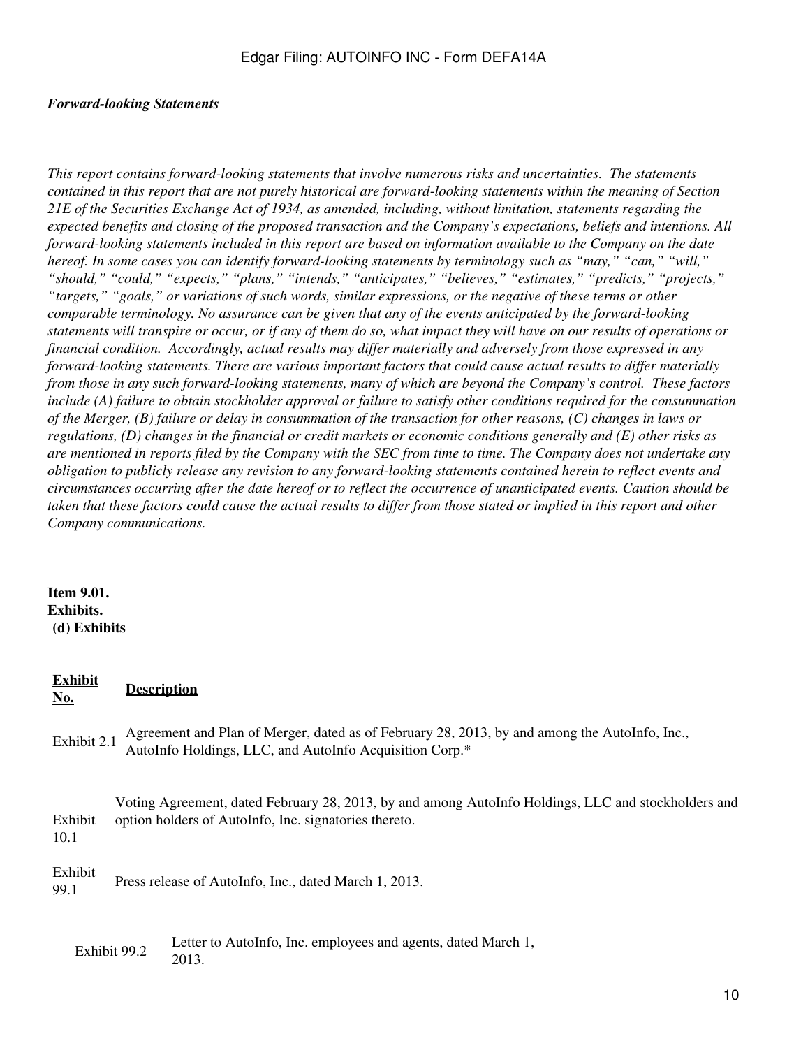***Forward-looking Statements***

*This report contains forward-looking statements that involve numerous risks and uncertainties. The statements contained in this report that are not purely historical are forward-looking statements within the meaning of Section 21E of the Securities Exchange Act of 1934, as amended, including, without limitation, statements regarding the expected benefits and closing of the proposed transaction and the Company's expectations, beliefs and intentions. All forward-looking statements included in this report are based on information available to the Company on the date hereof. In some cases you can identify forward-looking statements by terminology such as "may," "can," "will," "should," "could," "expects," "plans," "intends," "anticipates," "believes," "estimates," "predicts," "projects," "targets," "goals," or variations of such words, similar expressions, or the negative of these terms or other comparable terminology. No assurance can be given that any of the events anticipated by the forward-looking statements will transpire or occur, or if any of them do so, what impact they will have on our results of operations or financial condition. Accordingly, actual results may differ materially and adversely from those expressed in any forward-looking statements. There are various important factors that could cause actual results to differ materially from those in any such forward-looking statements, many of which are beyond the Company's control. These factors include (A) failure to obtain stockholder approval or failure to satisfy other conditions required for the consummation of the Merger, (B) failure or delay in consummation of the transaction for other reasons, (C) changes in laws or regulations, (D) changes in the financial or credit markets or economic conditions generally and (E) other risks as are mentioned in reports filed by the Company with the SEC from time to time. The Company does not undertake any obligation to publicly release any revision to any forward-looking statements contained herein to reflect events and circumstances occurring after the date hereof or to reflect the occurrence of unanticipated events. Caution should be taken that these factors could cause the actual results to differ from those stated or implied in this report and other Company communications.*

**Item 9.01.**
**Exhibits.**
**(d) Exhibits**

| Exhibit No. | Description |
| --- | --- |
| Exhibit 2.1 | Agreement and Plan of Merger, dated as of February 28, 2013, by and among the AutoInfo, Inc., AutoInfo Holdings, LLC, and AutoInfo Acquisition Corp.* |
| Exhibit 10.1 | Voting Agreement, dated February 28, 2013, by and among AutoInfo Holdings, LLC and stockholders and option holders of AutoInfo, Inc. signatories thereto. |
| Exhibit 99.1 | Press release of AutoInfo, Inc., dated March 1, 2013. |
| Exhibit 99.2 | Letter to AutoInfo, Inc. employees and agents, dated March 1, 2013. |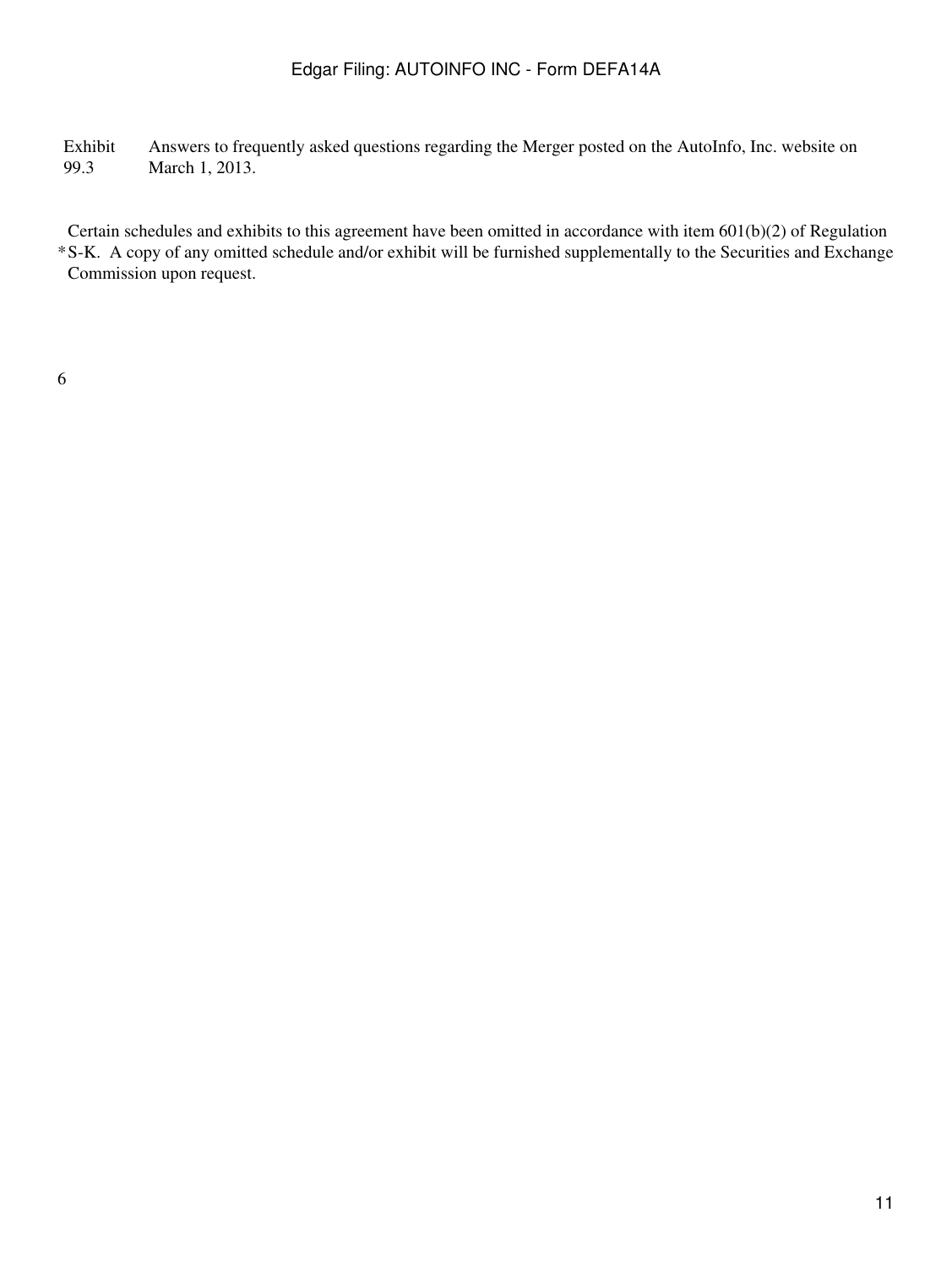| Exhibit | Description |
| --- | --- |
| Exhibit 99.3 | Answers to frequently asked questions regarding the Merger posted on the AutoInfo, Inc. website on March 1, 2013. |

* Certain schedules and exhibits to this agreement have been omitted in accordance with item 601(b)(2) of Regulation S-K. A copy of any omitted schedule and/or exhibit will be furnished supplementally to the Securities and Exchange Commission upon request.

6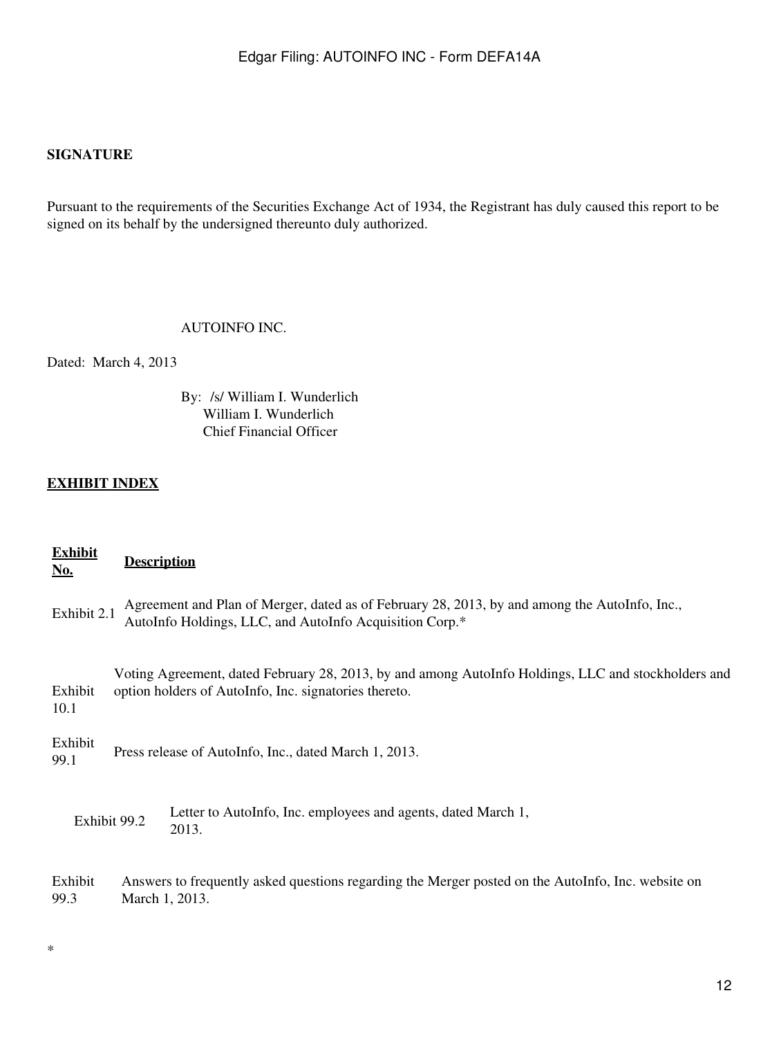**SIGNATURE**

Pursuant to the requirements of the Securities Exchange Act of 1934, the Registrant has duly caused this report to be signed on its behalf by the undersigned thereunto duly authorized.

AUTOINFO INC.

Dated: March 4, 2013

By: /s/ William I. Wunderlich
William I. Wunderlich
Chief Financial Officer

**EXHIBIT INDEX**

| **Exhibit No.** | **Description** |
|---|---|
| Exhibit 2.1 | Agreement and Plan of Merger, dated as of February 28, 2013, by and among the AutoInfo, Inc., AutoInfo Holdings, LLC, and AutoInfo Acquisition Corp.* |
| Exhibit 10.1 | Voting Agreement, dated February 28, 2013, by and among AutoInfo Holdings, LLC and stockholders and option holders of AutoInfo, Inc. signatories thereto. |
| Exhibit 99.1 | Press release of AutoInfo, Inc., dated March 1, 2013. |
| Exhibit 99.2 | Letter to AutoInfo, Inc. employees and agents, dated March 1, 2013. |
| Exhibit 99.3 | Answers to frequently asked questions regarding the Merger posted on the AutoInfo, Inc. website on March 1, 2013. |

*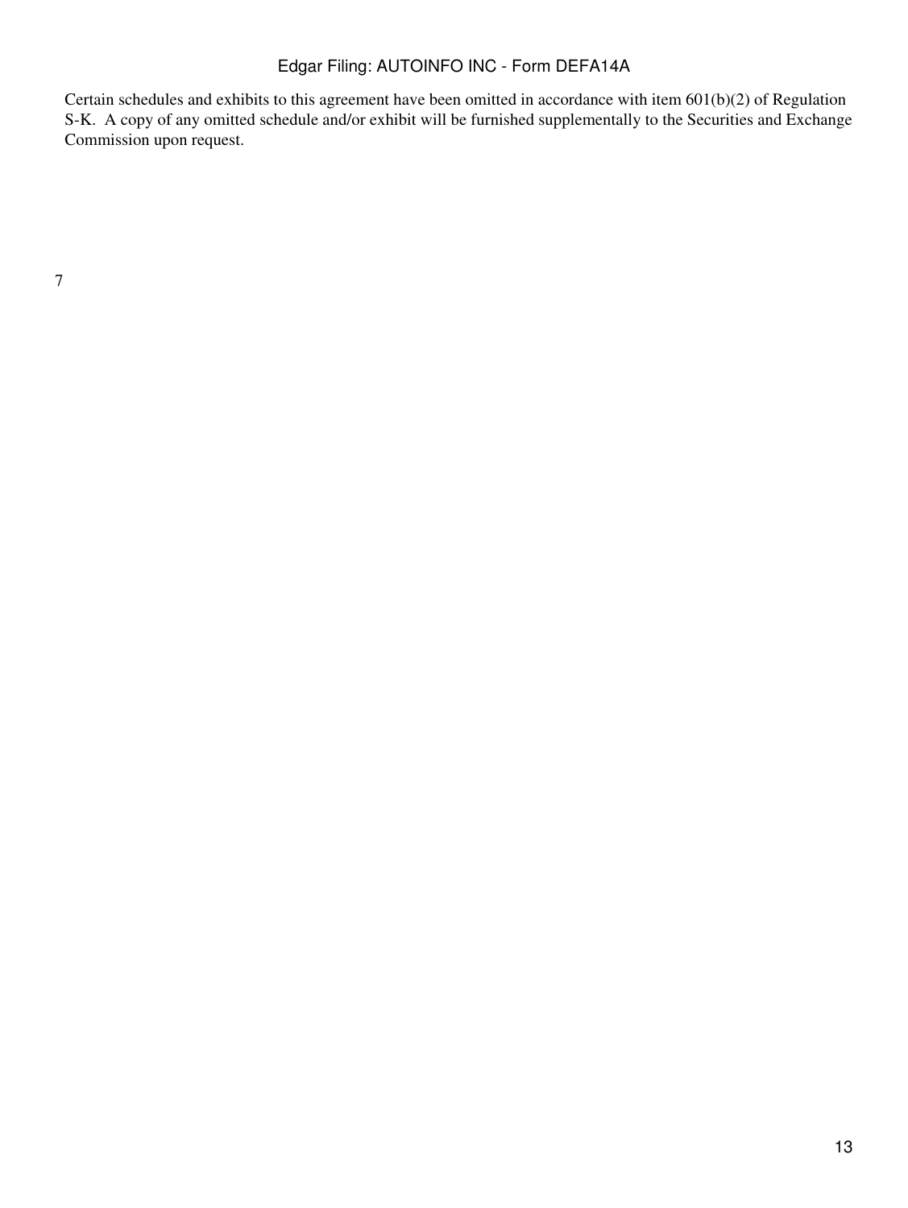Certain schedules and exhibits to this agreement have been omitted in accordance with item 601(b)(2) of Regulation S-K. A copy of any omitted schedule and/or exhibit will be furnished supplementally to the Securities and Exchange Commission upon request.